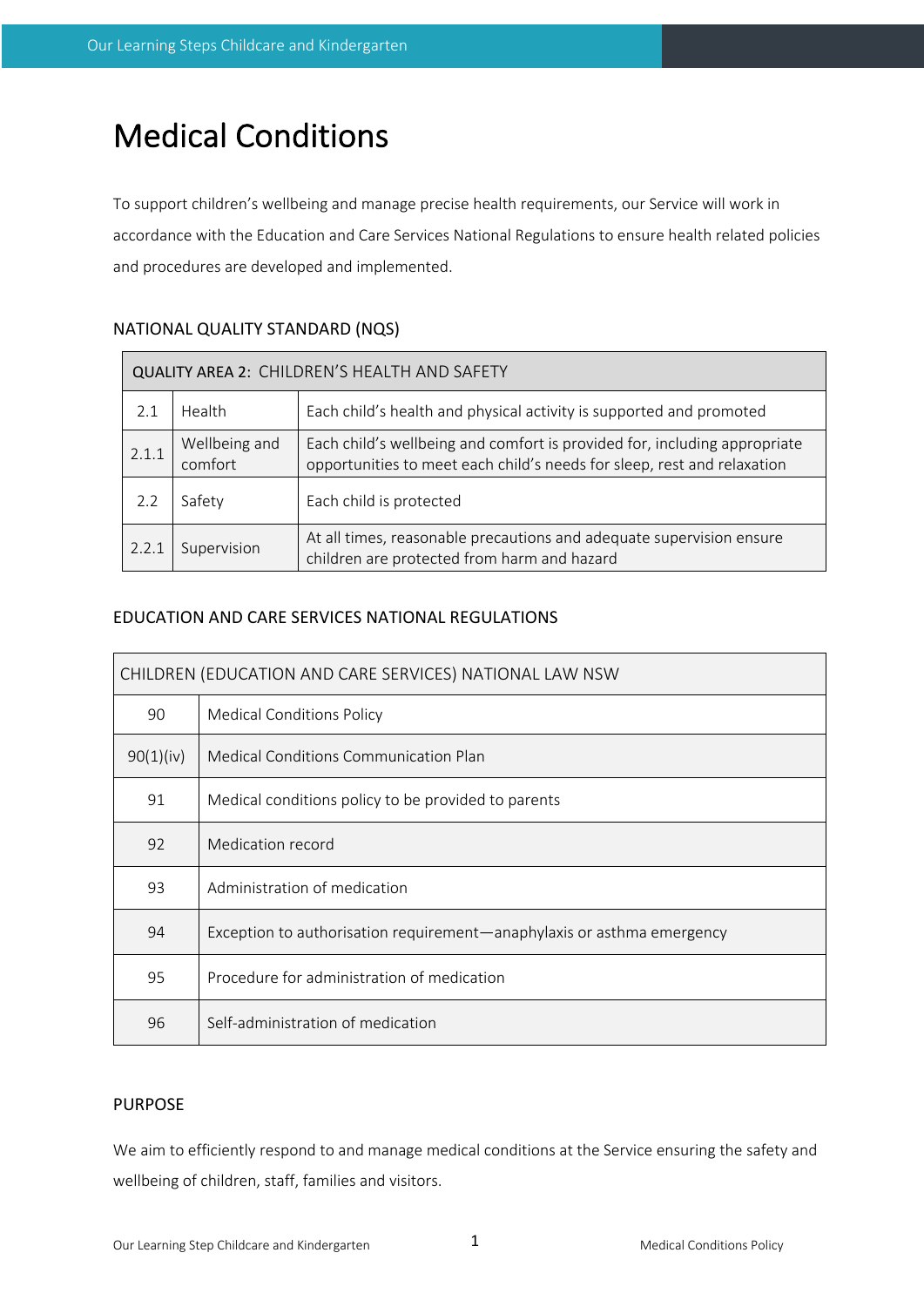# Medical Conditions

To support children's wellbeing and manage precise health requirements, our Service will work in accordance with the Education and Care Services National Regulations to ensure health related policies and procedures are developed and implemented.

## NATIONAL QUALITY STANDARD (NQS)

| QUALITY AREA 2: CHILDREN'S HEALTH AND SAFETY | | |
|---|---|---|
| 2.1 | Health | Each child's health and physical activity is supported and promoted |
| 2.1.1 | Wellbeing and comfort | Each child's wellbeing and comfort is provided for, including appropriate opportunities to meet each child's needs for sleep, rest and relaxation |
| 2.2 | Safety | Each child is protected |
| 2.2.1 | Supervision | At all times, reasonable precautions and adequate supervision ensure children are protected from harm and hazard |

## EDUCATION AND CARE SERVICES NATIONAL REGULATIONS

| CHILDREN (EDUCATION AND CARE SERVICES) NATIONAL LAW NSW | |
|---|---|
| 90 | Medical Conditions Policy |
| 90(1)(iv) | Medical Conditions Communication Plan |
| 91 | Medical conditions policy to be provided to parents |
| 92 | Medication record |
| 93 | Administration of medication |
| 94 | Exception to authorisation requirement—anaphylaxis or asthma emergency |
| 95 | Procedure for administration of medication |
| 96 | Self-administration of medication |

## PURPOSE

We aim to efficiently respond to and manage medical conditions at the Service ensuring the safety and wellbeing of children, staff, families and visitors.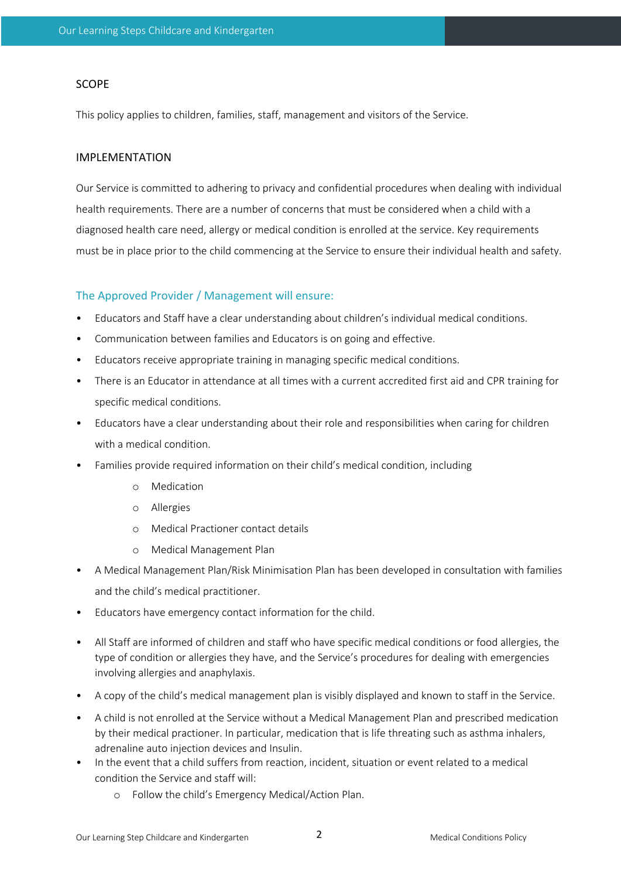## SCOPE

This policy applies to children, families, staff, management and visitors of the Service.

## IMPLEMENTATION

Our Service is committed to adhering to privacy and confidential procedures when dealing with individual health requirements. There are a number of concerns that must be considered when a child with a diagnosed health care need, allergy or medical condition is enrolled at the service. Key requirements must be in place prior to the child commencing at the Service to ensure their individual health and safety.

### The Approved Provider / Management will ensure:

- Educators and Staff have a clear understanding about children's individual medical conditions.
- Communication between families and Educators is on going and effective.
- Educators receive appropriate training in managing specific medical conditions.
- There is an Educator in attendance at all times with a current accredited first aid and CPR training for specific medical conditions.
- Educators have a clear understanding about their role and responsibilities when caring for children with a medical condition.
- Families provide required information on their child's medical condition, including
    - Medication
    - Allergies
    - Medical Practioner contact details
    - Medical Management Plan
- A Medical Management Plan/Risk Minimisation Plan has been developed in consultation with families and the child's medical practitioner.
- Educators have emergency contact information for the child.
- All Staff are informed of children and staff who have specific medical conditions or food allergies, the type of condition or allergies they have, and the Service's procedures for dealing with emergencies involving allergies and anaphylaxis.
- A copy of the child's medical management plan is visibly displayed and known to staff in the Service.
- A child is not enrolled at the Service without a Medical Management Plan and prescribed medication by their medical practioner. In particular, medication that is life threating such as asthma inhalers, adrenaline auto injection devices and Insulin.
- In the event that a child suffers from reaction, incident, situation or event related to a medical condition the Service and staff will:
    - Follow the child's Emergency Medical/Action Plan.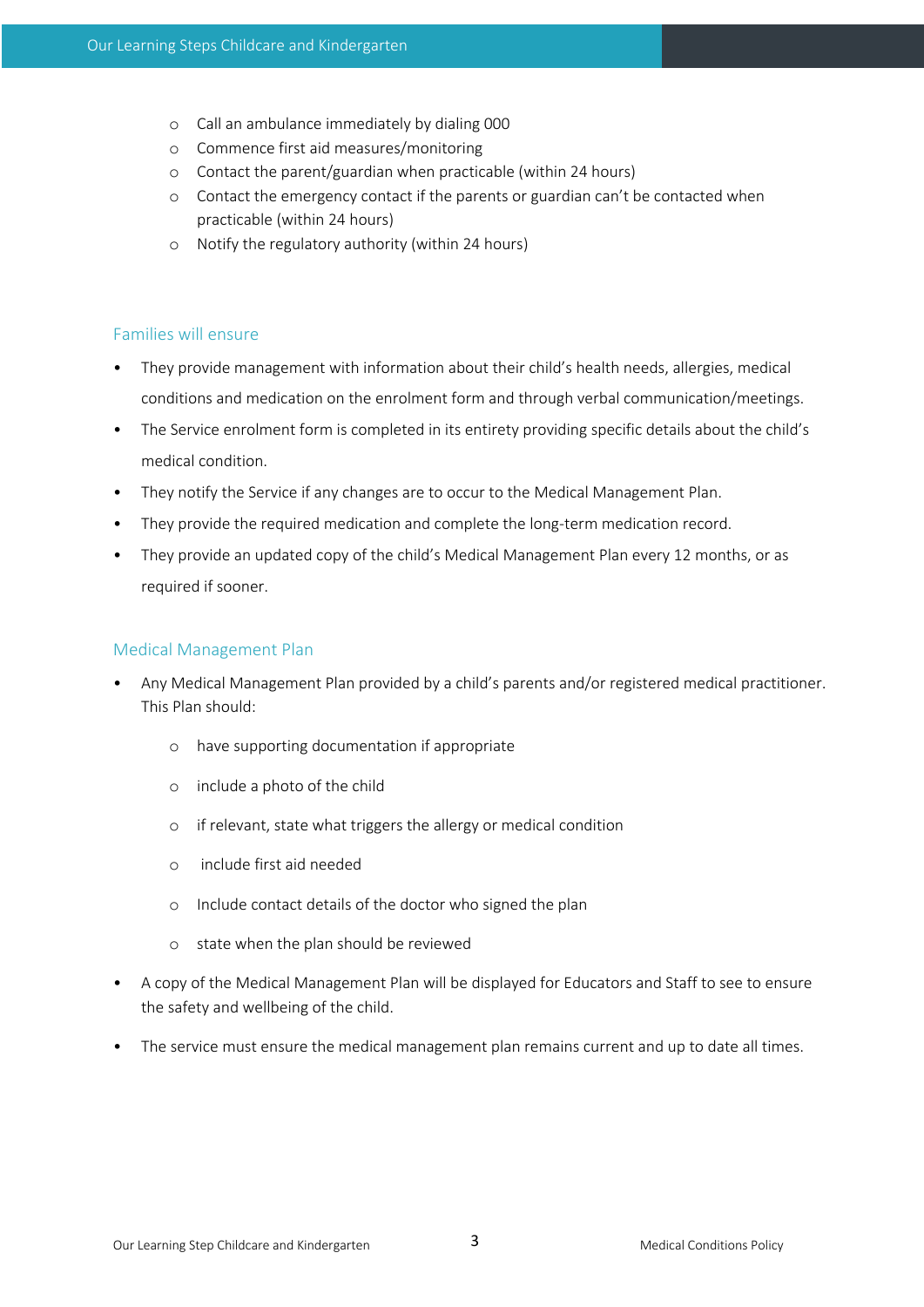- Call an ambulance immediately by dialing 000
- Commence first aid measures/monitoring
- Contact the parent/guardian when practicable (within 24 hours)
- Contact the emergency contact if the parents or guardian can't be contacted when practicable (within 24 hours)
- Notify the regulatory authority (within 24 hours)

## Families will ensure

- They provide management with information about their child's health needs, allergies, medical conditions and medication on the enrolment form and through verbal communication/meetings.
- The Service enrolment form is completed in its entirety providing specific details about the child's medical condition.
- They notify the Service if any changes are to occur to the Medical Management Plan.
- They provide the required medication and complete the long-term medication record.
- They provide an updated copy of the child's Medical Management Plan every 12 months, or as required if sooner.

## Medical Management Plan

- Any Medical Management Plan provided by a child's parents and/or registered medical practitioner. This Plan should:
  - have supporting documentation if appropriate
  - include a photo of the child
  - if relevant, state what triggers the allergy or medical condition
  - include first aid needed
  - Include contact details of the doctor who signed the plan
  - state when the plan should be reviewed
- A copy of the Medical Management Plan will be displayed for Educators and Staff to see to ensure the safety and wellbeing of the child.
- The service must ensure the medical management plan remains current and up to date all times.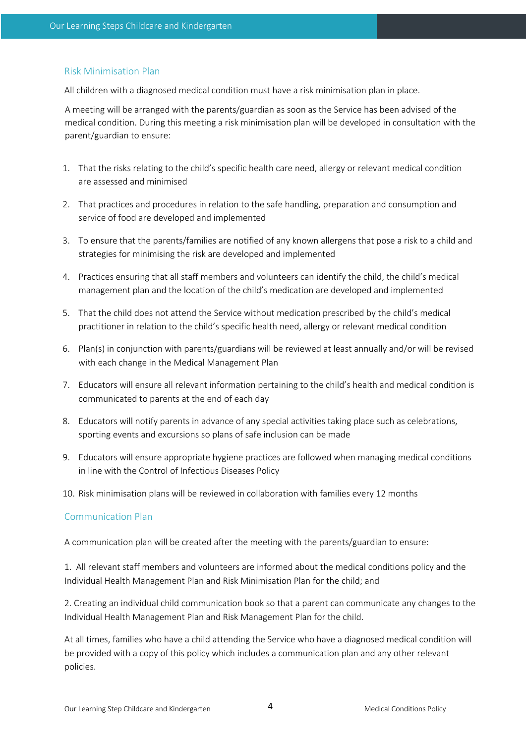## Risk Minimisation Plan

All children with a diagnosed medical condition must have a risk minimisation plan in place.

A meeting will be arranged with the parents/guardian as soon as the Service has been advised of the medical condition. During this meeting a risk minimisation plan will be developed in consultation with the parent/guardian to ensure:

1. That the risks relating to the child's specific health care need, allergy or relevant medical condition are assessed and minimised
2. That practices and procedures in relation to the safe handling, preparation and consumption and service of food are developed and implemented
3. To ensure that the parents/families are notified of any known allergens that pose a risk to a child and strategies for minimising the risk are developed and implemented
4. Practices ensuring that all staff members and volunteers can identify the child, the child's medical management plan and the location of the child's medication are developed and implemented
5. That the child does not attend the Service without medication prescribed by the child's medical practitioner in relation to the child's specific health need, allergy or relevant medical condition
6. Plan(s) in conjunction with parents/guardians will be reviewed at least annually and/or will be revised with each change in the Medical Management Plan
7. Educators will ensure all relevant information pertaining to the child's health and medical condition is communicated to parents at the end of each day
8. Educators will notify parents in advance of any special activities taking place such as celebrations, sporting events and excursions so plans of safe inclusion can be made
9. Educators will ensure appropriate hygiene practices are followed when managing medical conditions in line with the Control of Infectious Diseases Policy
10. Risk minimisation plans will be reviewed in collaboration with families every 12 months

## Communication Plan

A communication plan will be created after the meeting with the parents/guardian to ensure:

1. All relevant staff members and volunteers are informed about the medical conditions policy and the Individual Health Management Plan and Risk Minimisation Plan for the child; and

2. Creating an individual child communication book so that a parent can communicate any changes to the Individual Health Management Plan and Risk Management Plan for the child.

At all times, families who have a child attending the Service who have a diagnosed medical condition will be provided with a copy of this policy which includes a communication plan and any other relevant policies.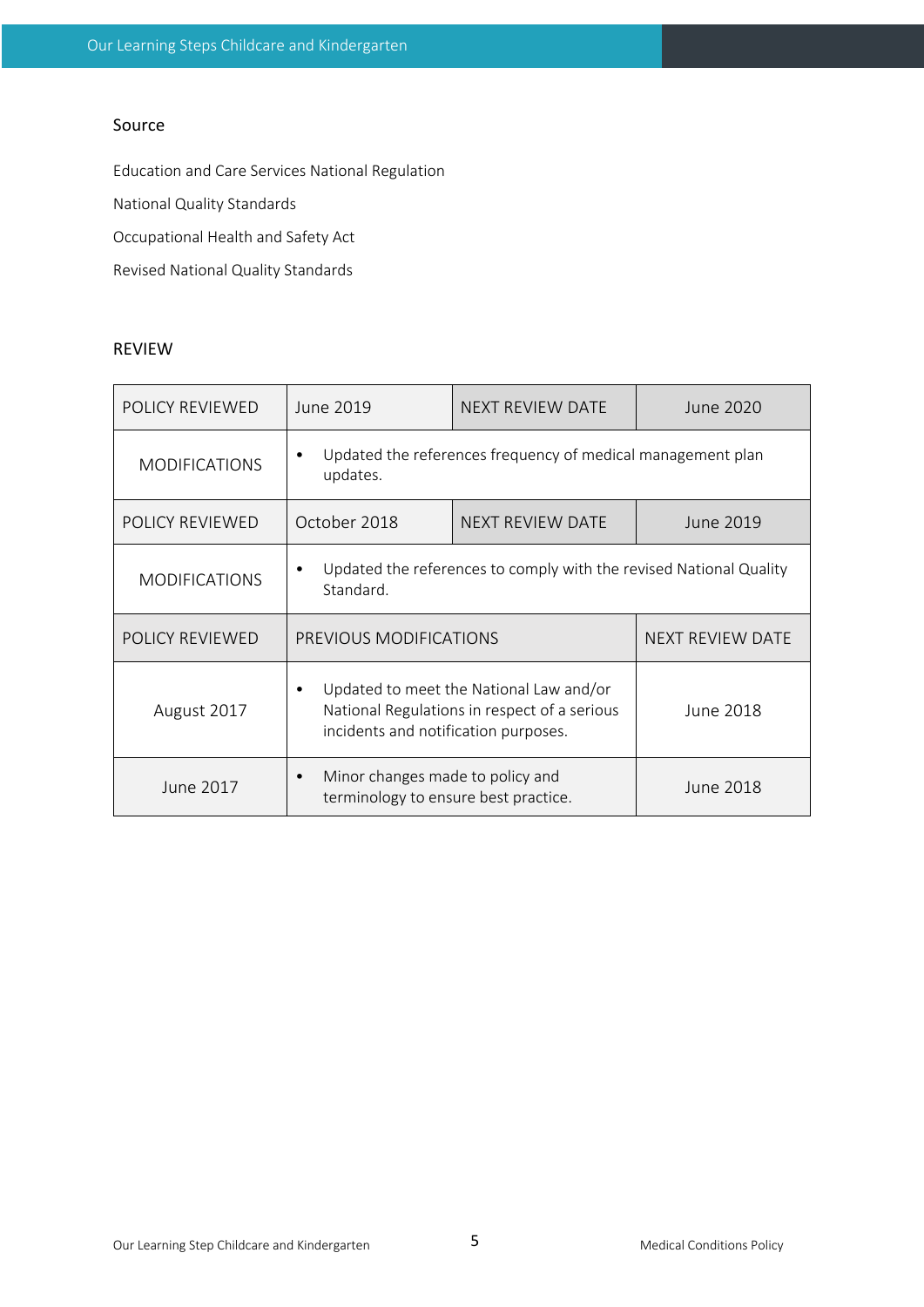## Source

Education and Care Services National Regulation

National Quality Standards

Occupational Health and Safety Act

Revised National Quality Standards

## REVIEW

| | | | |
|---|---|---|---|
| POLICY REVIEWED | June 2019 | NEXT REVIEW DATE | June 2020 |
| MODIFICATIONS | • Updated the references frequency of medical management plan updates. | | |
| POLICY REVIEWED | October 2018 | NEXT REVIEW DATE | June 2019 |
| MODIFICATIONS | • Updated the references to comply with the revised National Quality Standard. | | |
| POLICY REVIEWED | PREVIOUS MODIFICATIONS | | NEXT REVIEW DATE |
| August 2017 | • Updated to meet the National Law and/or National Regulations in respect of a serious incidents and notification purposes. | | June 2018 |
| June 2017 | • Minor changes made to policy and terminology to ensure best practice. | | June 2018 |